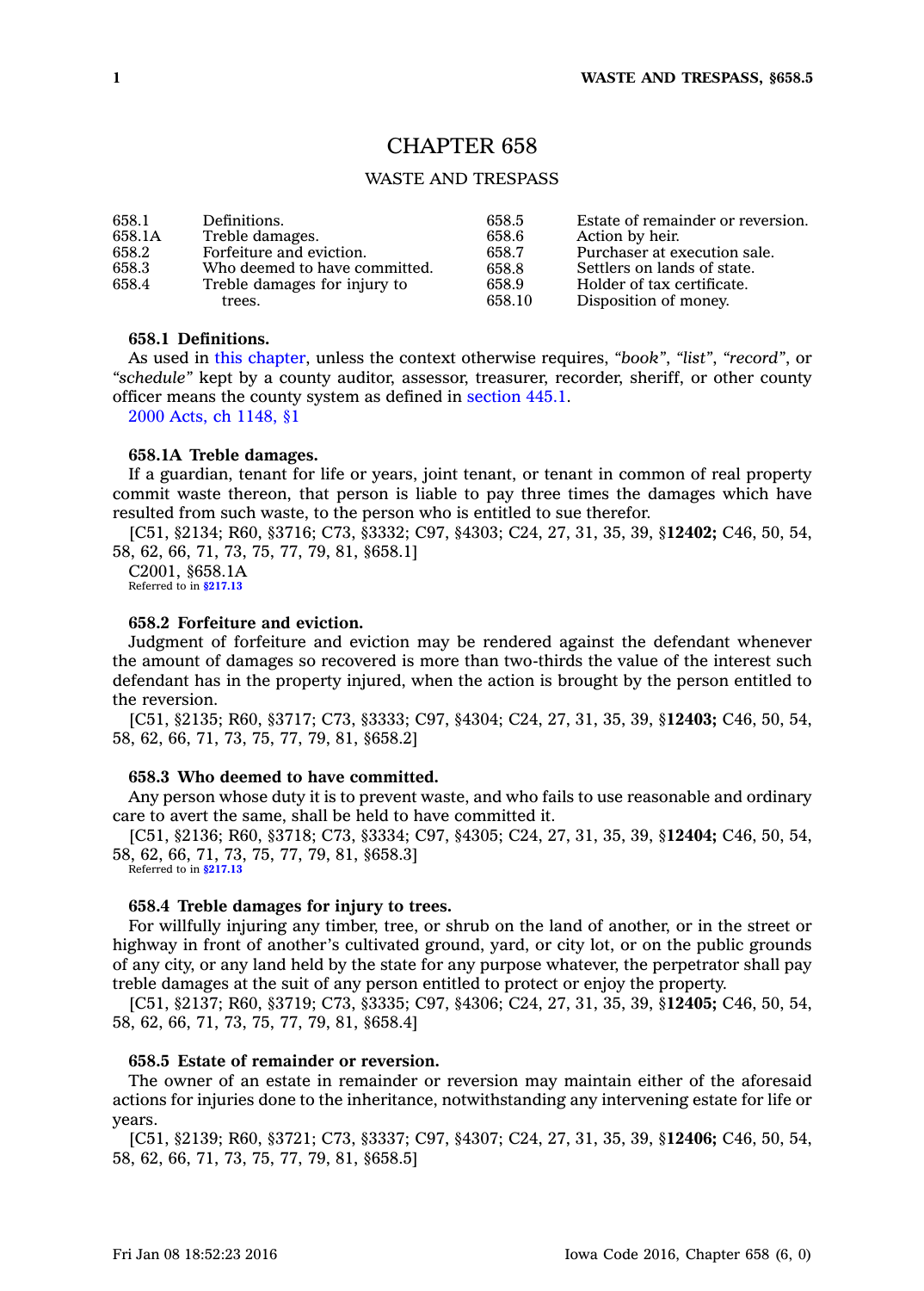# CHAPTER 658

## WASTE AND TRESPASS

| | | | |
|---|---|---|---|
| 658.1 | Definitions. | 658.5 | Estate of remainder or reversion. |
| 658.1A | Treble damages. | 658.6 | Action by heir. |
| 658.2 | Forfeiture and eviction. | 658.7 | Purchaser at execution sale. |
| 658.3 | Who deemed to have committed. | 658.8 | Settlers on lands of state. |
| 658.4 | Treble damages for injury to trees. | 658.9 | Holder of tax certificate. |
| | | 658.10 | Disposition of money. |

**658.1 Definitions.**

As used in this chapter, unless the context otherwise requires, *"book"*, *"list"*, *"record"*, or *"schedule"* kept by a county auditor, assessor, treasurer, recorder, sheriff, or other county officer means the county system as defined in section 445.1.

2000 Acts, ch 1148, §1

**658.1A Treble damages.**

If a guardian, tenant for life or years, joint tenant, or tenant in common of real property commit waste thereon, that person is liable to pay three times the damages which have resulted from such waste, to the person who is entitled to sue therefor.

[C51, §2134; R60, §3716; C73, §3332; C97, §4303; C24, 27, 31, 35, 39, §**12402;** C46, 50, 54, 58, 62, 66, 71, 73, 75, 77, 79, 81, §658.1]

C2001, §658.1A

Referred to in §217.13

**658.2 Forfeiture and eviction.**

Judgment of forfeiture and eviction may be rendered against the defendant whenever the amount of damages so recovered is more than two-thirds the value of the interest such defendant has in the property injured, when the action is brought by the person entitled to the reversion.

[C51, §2135; R60, §3717; C73, §3333; C97, §4304; C24, 27, 31, 35, 39, §**12403;** C46, 50, 54, 58, 62, 66, 71, 73, 75, 77, 79, 81, §658.2]

**658.3 Who deemed to have committed.**

Any person whose duty it is to prevent waste, and who fails to use reasonable and ordinary care to avert the same, shall be held to have committed it.

[C51, §2136; R60, §3718; C73, §3334; C97, §4305; C24, 27, 31, 35, 39, §**12404;** C46, 50, 54, 58, 62, 66, 71, 73, 75, 77, 79, 81, §658.3]

Referred to in §217.13

**658.4 Treble damages for injury to trees.**

For willfully injuring any timber, tree, or shrub on the land of another, or in the street or highway in front of another's cultivated ground, yard, or city lot, or on the public grounds of any city, or any land held by the state for any purpose whatever, the perpetrator shall pay treble damages at the suit of any person entitled to protect or enjoy the property.

[C51, §2137; R60, §3719; C73, §3335; C97, §4306; C24, 27, 31, 35, 39, §**12405;** C46, 50, 54, 58, 62, 66, 71, 73, 75, 77, 79, 81, §658.4]

**658.5 Estate of remainder or reversion.**

The owner of an estate in remainder or reversion may maintain either of the aforesaid actions for injuries done to the inheritance, notwithstanding any intervening estate for life or years.

[C51, §2139; R60, §3721; C73, §3337; C97, §4307; C24, 27, 31, 35, 39, §**12406;** C46, 50, 54, 58, 62, 66, 71, 73, 75, 77, 79, 81, §658.5]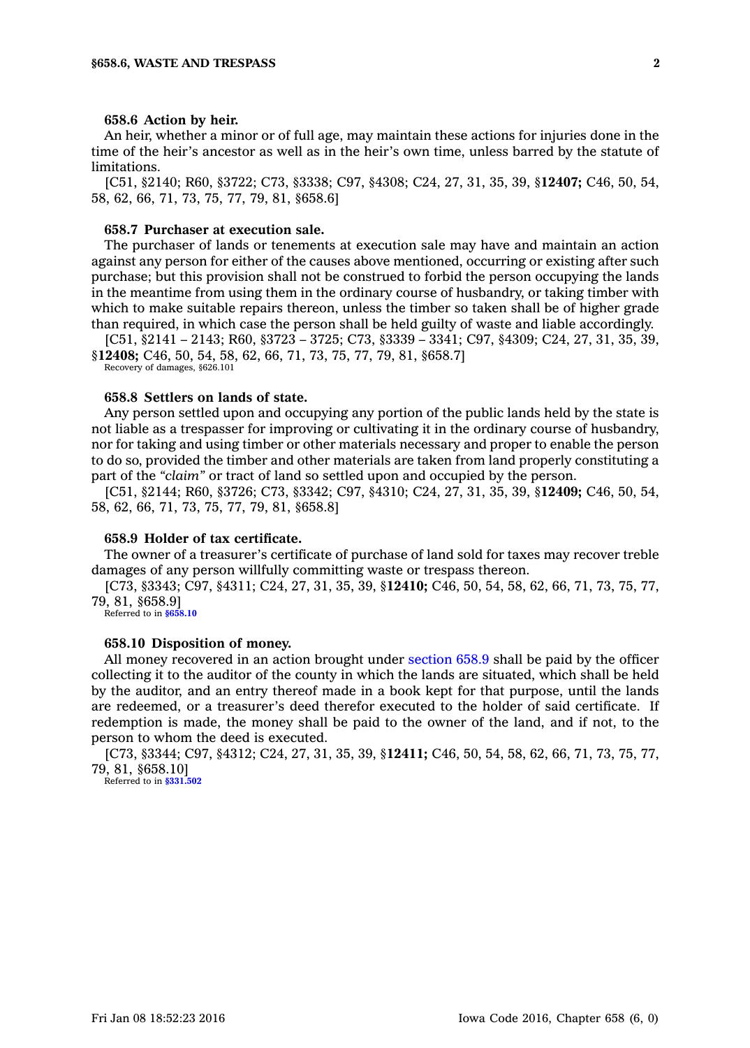### 658.6 Action by heir.

An heir, whether a minor or of full age, may maintain these actions for injuries done in the time of the heir's ancestor as well as in the heir's own time, unless barred by the statute of limitations.

[C51, §2140; R60, §3722; C73, §3338; C97, §4308; C24, 27, 31, 35, 39, §**12407;** C46, 50, 54, 58, 62, 66, 71, 73, 75, 77, 79, 81, §658.6]

### 658.7 Purchaser at execution sale.

The purchaser of lands or tenements at execution sale may have and maintain an action against any person for either of the causes above mentioned, occurring or existing after such purchase; but this provision shall not be construed to forbid the person occupying the lands in the meantime from using them in the ordinary course of husbandry, or taking timber with which to make suitable repairs thereon, unless the timber so taken shall be of higher grade than required, in which case the person shall be held guilty of waste and liable accordingly.

[C51, §2141 – 2143; R60, §3723 – 3725; C73, §3339 – 3341; C97, §4309; C24, 27, 31, 35, 39, §**12408;** C46, 50, 54, 58, 62, 66, 71, 73, 75, 77, 79, 81, §658.7]

Recovery of damages, §626.101

### 658.8 Settlers on lands of state.

Any person settled upon and occupying any portion of the public lands held by the state is not liable as a trespasser for improving or cultivating it in the ordinary course of husbandry, nor for taking and using timber or other materials necessary and proper to enable the person to do so, provided the timber and other materials are taken from land properly constituting a part of the *"claim"* or tract of land so settled upon and occupied by the person.

[C51, §2144; R60, §3726; C73, §3342; C97, §4310; C24, 27, 31, 35, 39, §**12409;** C46, 50, 54, 58, 62, 66, 71, 73, 75, 77, 79, 81, §658.8]

### 658.9 Holder of tax certificate.

The owner of a treasurer's certificate of purchase of land sold for taxes may recover treble damages of any person willfully committing waste or trespass thereon.

[C73, §3343; C97, §4311; C24, 27, 31, 35, 39, §**12410;** C46, 50, 54, 58, 62, 66, 71, 73, 75, 77, 79, 81, §658.9]

Referred to in **§658.10**

### 658.10 Disposition of money.

All money recovered in an action brought under section 658.9 shall be paid by the officer collecting it to the auditor of the county in which the lands are situated, which shall be held by the auditor, and an entry thereof made in a book kept for that purpose, until the lands are redeemed, or a treasurer's deed therefor executed to the holder of said certificate. If redemption is made, the money shall be paid to the owner of the land, and if not, to the person to whom the deed is executed.

[C73, §3344; C97, §4312; C24, 27, 31, 35, 39, §**12411;** C46, 50, 54, 58, 62, 66, 71, 73, 75, 77, 79, 81, §658.10]

Referred to in **§331.502**